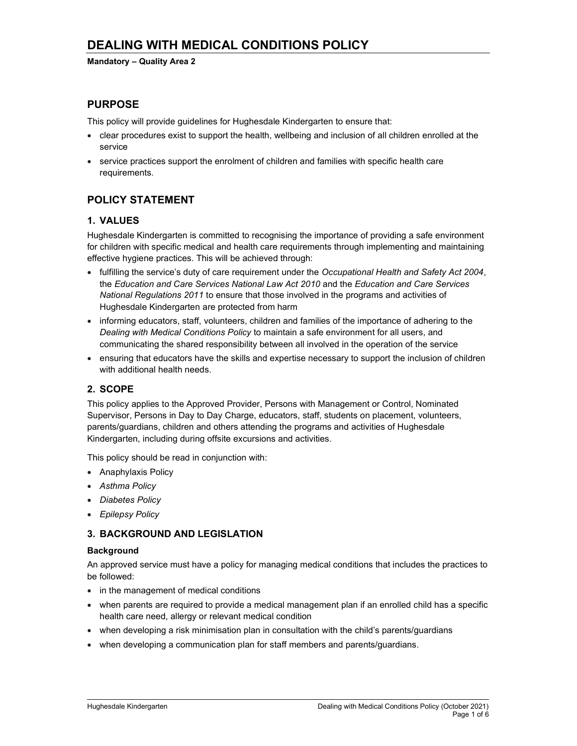# DEALING WITH MEDICAL CONDITIONS POLICY

**Mandatory – Quality Area 2**

## PURPOSE

This policy will provide guidelines for Hughesdale Kindergarten to ensure that:

- clear procedures exist to support the health, wellbeing and inclusion of all children enrolled at the service
- service practices support the enrolment of children and families with specific health care requirements.

## POLICY STATEMENT

### 1. VALUES

Hughesdale Kindergarten is committed to recognising the importance of providing a safe environment for children with specific medical and health care requirements through implementing and maintaining effective hygiene practices. This will be achieved through:

- fulfilling the service's duty of care requirement under the *Occupational Health and Safety Act 2004*, the *Education and Care Services National Law Act 2010* and the *Education and Care Services National Regulations 2011* to ensure that those involved in the programs and activities of Hughesdale Kindergarten are protected from harm
- informing educators, staff, volunteers, children and families of the importance of adhering to the *Dealing with Medical Conditions Policy* to maintain a safe environment for all users, and communicating the shared responsibility between all involved in the operation of the service
- ensuring that educators have the skills and expertise necessary to support the inclusion of children with additional health needs.

### 2. SCOPE

This policy applies to the Approved Provider, Persons with Management or Control, Nominated Supervisor, Persons in Day to Day Charge, educators, staff, students on placement, volunteers, parents/guardians, children and others attending the programs and activities of Hughesdale Kindergarten, including during offsite excursions and activities.

This policy should be read in conjunction with:

- Anaphylaxis Policy
- *Asthma Policy*
- *Diabetes Policy*
- *Epilepsy Policy*

### 3. BACKGROUND AND LEGISLATION

**Background**

An approved service must have a policy for managing medical conditions that includes the practices to be followed:

- in the management of medical conditions
- when parents are required to provide a medical management plan if an enrolled child has a specific health care need, allergy or relevant medical condition
- when developing a risk minimisation plan in consultation with the child's parents/guardians
- when developing a communication plan for staff members and parents/guardians.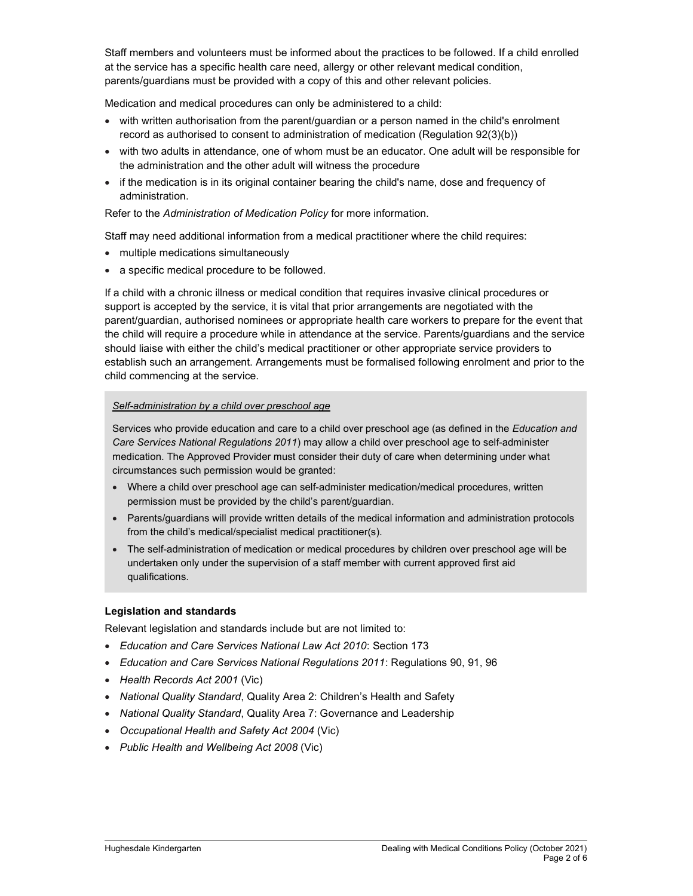Staff members and volunteers must be informed about the practices to be followed. If a child enrolled at the service has a specific health care need, allergy or other relevant medical condition, parents/guardians must be provided with a copy of this and other relevant policies.

Medication and medical procedures can only be administered to a child:

- with written authorisation from the parent/guardian or a person named in the child's enrolment record as authorised to consent to administration of medication (Regulation 92(3)(b))
- with two adults in attendance, one of whom must be an educator. One adult will be responsible for the administration and the other adult will witness the procedure
- if the medication is in its original container bearing the child's name, dose and frequency of administration.

Refer to the *Administration of Medication Policy* for more information.

Staff may need additional information from a medical practitioner where the child requires:

- multiple medications simultaneously
- a specific medical procedure to be followed.

If a child with a chronic illness or medical condition that requires invasive clinical procedures or support is accepted by the service, it is vital that prior arrangements are negotiated with the parent/guardian, authorised nominees or appropriate health care workers to prepare for the event that the child will require a procedure while in attendance at the service. Parents/guardians and the service should liaise with either the child's medical practitioner or other appropriate service providers to establish such an arrangement. Arrangements must be formalised following enrolment and prior to the child commencing at the service.

*Self-administration by a child over preschool age*

Services who provide education and care to a child over preschool age (as defined in the *Education and Care Services National Regulations 2011*) may allow a child over preschool age to self-administer medication. The Approved Provider must consider their duty of care when determining under what circumstances such permission would be granted:

- Where a child over preschool age can self-administer medication/medical procedures, written permission must be provided by the child's parent/guardian.
- Parents/guardians will provide written details of the medical information and administration protocols from the child's medical/specialist medical practitioner(s).
- The self-administration of medication or medical procedures by children over preschool age will be undertaken only under the supervision of a staff member with current approved first aid qualifications.

### Legislation and standards

Relevant legislation and standards include but are not limited to:

- *Education and Care Services National Law Act 2010*: Section 173
- *Education and Care Services National Regulations 2011*: Regulations 90, 91, 96
- *Health Records Act 2001* (Vic)
- *National Quality Standard*, Quality Area 2: Children's Health and Safety
- *National Quality Standard*, Quality Area 7: Governance and Leadership
- *Occupational Health and Safety Act 2004* (Vic)
- *Public Health and Wellbeing Act 2008* (Vic)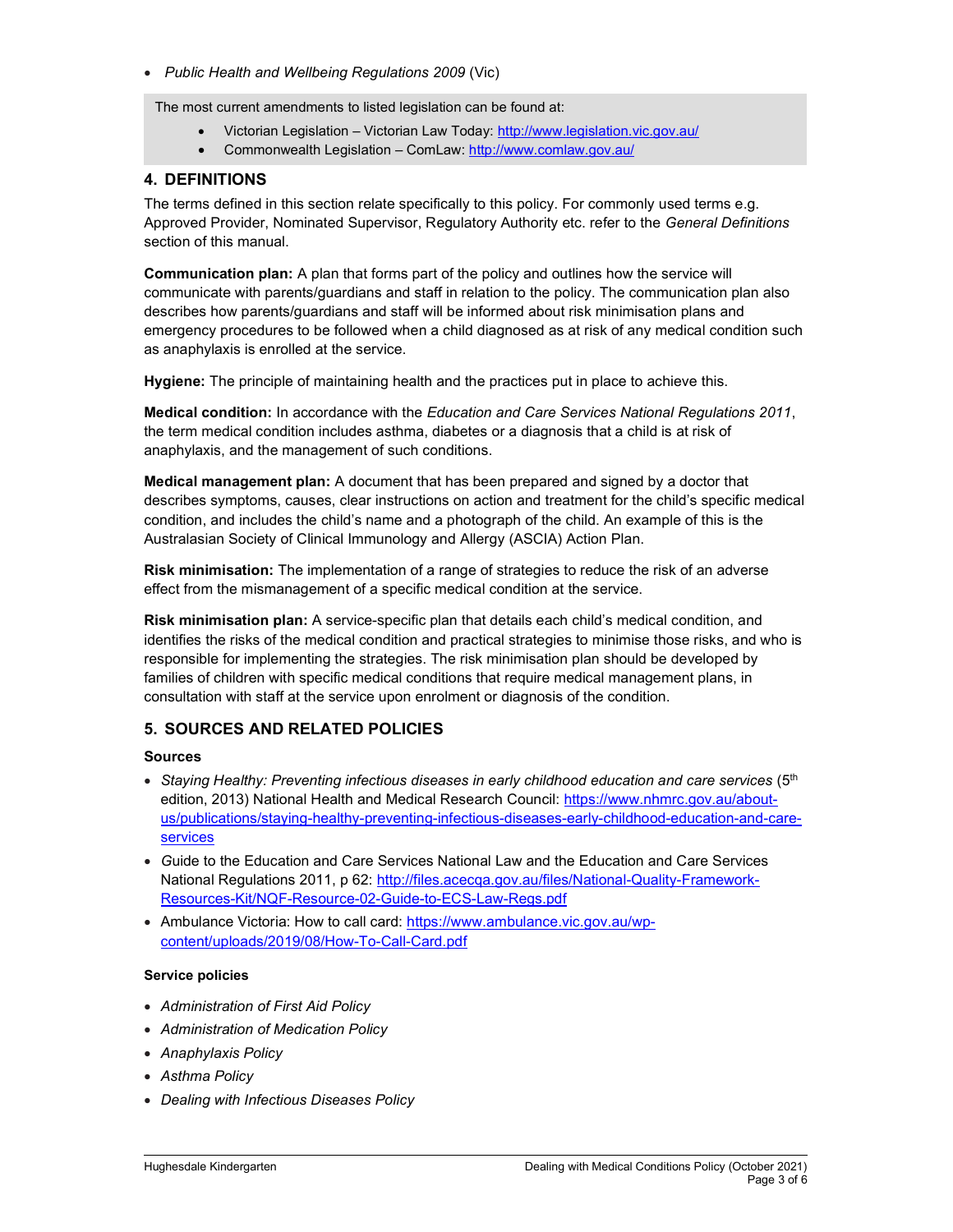- *Public Health and Wellbeing Regulations 2009* (Vic)

The most current amendments to listed legislation can be found at:

- Victorian Legislation – Victorian Law Today: http://www.legislation.vic.gov.au/
- Commonwealth Legislation – ComLaw: http://www.comlaw.gov.au/

## 4. DEFINITIONS

The terms defined in this section relate specifically to this policy. For commonly used terms e.g. Approved Provider, Nominated Supervisor, Regulatory Authority etc. refer to the *General Definitions* section of this manual.

**Communication plan:** A plan that forms part of the policy and outlines how the service will communicate with parents/guardians and staff in relation to the policy. The communication plan also describes how parents/guardians and staff will be informed about risk minimisation plans and emergency procedures to be followed when a child diagnosed as at risk of any medical condition such as anaphylaxis is enrolled at the service.

**Hygiene:** The principle of maintaining health and the practices put in place to achieve this.

**Medical condition:** In accordance with the *Education and Care Services National Regulations 2011*, the term medical condition includes asthma, diabetes or a diagnosis that a child is at risk of anaphylaxis, and the management of such conditions.

**Medical management plan:** A document that has been prepared and signed by a doctor that describes symptoms, causes, clear instructions on action and treatment for the child's specific medical condition, and includes the child's name and a photograph of the child. An example of this is the Australasian Society of Clinical Immunology and Allergy (ASCIA) Action Plan.

**Risk minimisation:** The implementation of a range of strategies to reduce the risk of an adverse effect from the mismanagement of a specific medical condition at the service.

**Risk minimisation plan:** A service-specific plan that details each child's medical condition, and identifies the risks of the medical condition and practical strategies to minimise those risks, and who is responsible for implementing the strategies. The risk minimisation plan should be developed by families of children with specific medical conditions that require medical management plans, in consultation with staff at the service upon enrolment or diagnosis of the condition.

## 5. SOURCES AND RELATED POLICIES

### Sources

- *Staying Healthy: Preventing infectious diseases in early childhood education and care services* (5th edition, 2013) National Health and Medical Research Council: https://www.nhmrc.gov.au/about-us/publications/staying-healthy-preventing-infectious-diseases-early-childhood-education-and-care-services
- *G*uide to the Education and Care Services National Law and the Education and Care Services National Regulations 2011, p 62: http://files.acecqa.gov.au/files/National-Quality-Framework-Resources-Kit/NQF-Resource-02-Guide-to-ECS-Law-Regs.pdf
- Ambulance Victoria: How to call card: https://www.ambulance.vic.gov.au/wp-content/uploads/2019/08/How-To-Call-Card.pdf

### Service policies

- *Administration of First Aid Policy*
- *Administration of Medication Policy*
- *Anaphylaxis Policy*
- *Asthma Policy*
- *Dealing with Infectious Diseases Policy*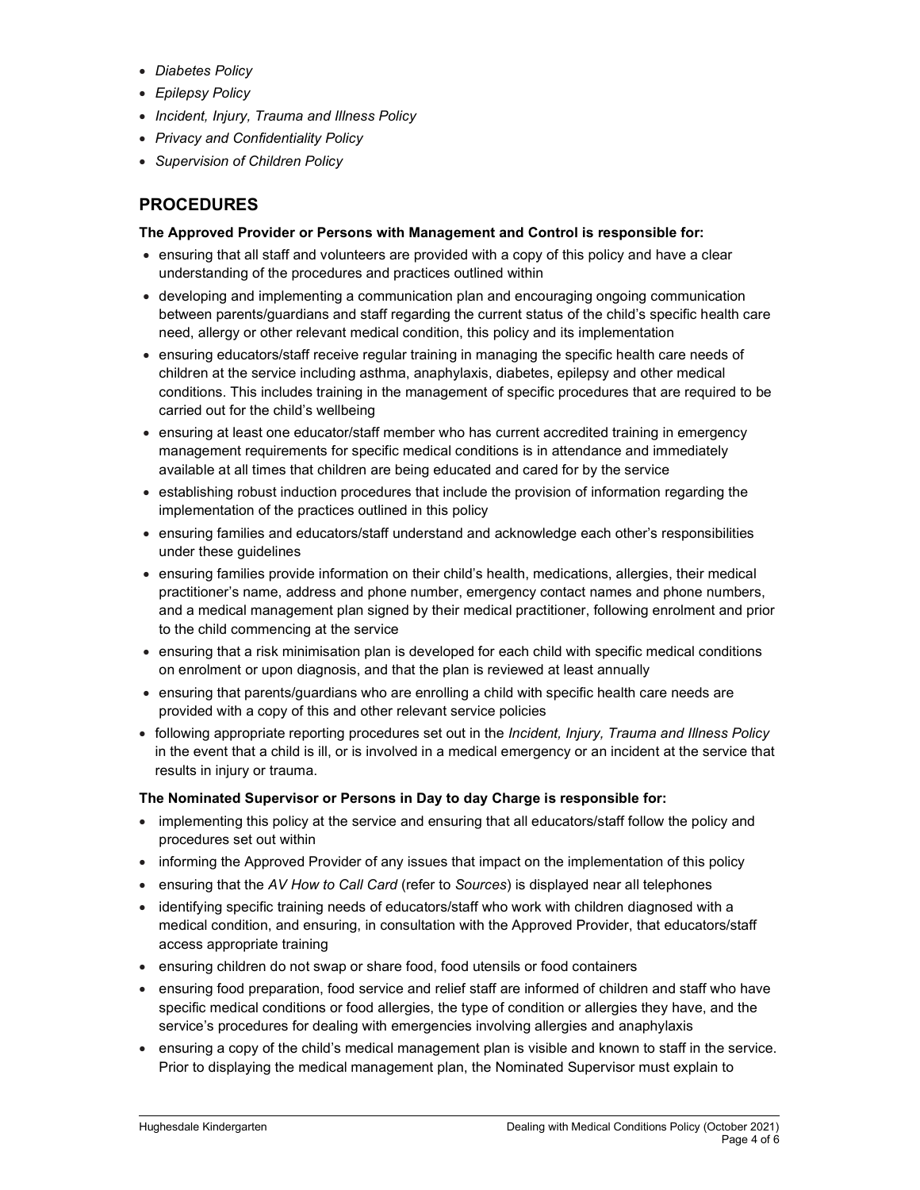- *Diabetes Policy*
- *Epilepsy Policy*
- *Incident, Injury, Trauma and Illness Policy*
- *Privacy and Confidentiality Policy*
- *Supervision of Children Policy*

## PROCEDURES

**The Approved Provider or Persons with Management and Control is responsible for:**

- ensuring that all staff and volunteers are provided with a copy of this policy and have a clear understanding of the procedures and practices outlined within
- developing and implementing a communication plan and encouraging ongoing communication between parents/guardians and staff regarding the current status of the child's specific health care need, allergy or other relevant medical condition, this policy and its implementation
- ensuring educators/staff receive regular training in managing the specific health care needs of children at the service including asthma, anaphylaxis, diabetes, epilepsy and other medical conditions. This includes training in the management of specific procedures that are required to be carried out for the child's wellbeing
- ensuring at least one educator/staff member who has current accredited training in emergency management requirements for specific medical conditions is in attendance and immediately available at all times that children are being educated and cared for by the service
- establishing robust induction procedures that include the provision of information regarding the implementation of the practices outlined in this policy
- ensuring families and educators/staff understand and acknowledge each other's responsibilities under these guidelines
- ensuring families provide information on their child's health, medications, allergies, their medical practitioner's name, address and phone number, emergency contact names and phone numbers, and a medical management plan signed by their medical practitioner, following enrolment and prior to the child commencing at the service
- ensuring that a risk minimisation plan is developed for each child with specific medical conditions on enrolment or upon diagnosis, and that the plan is reviewed at least annually
- ensuring that parents/guardians who are enrolling a child with specific health care needs are provided with a copy of this and other relevant service policies
- following appropriate reporting procedures set out in the *Incident, Injury, Trauma and Illness Policy* in the event that a child is ill, or is involved in a medical emergency or an incident at the service that results in injury or trauma.

**The Nominated Supervisor or Persons in Day to day Charge is responsible for:**

- implementing this policy at the service and ensuring that all educators/staff follow the policy and procedures set out within
- informing the Approved Provider of any issues that impact on the implementation of this policy
- ensuring that the *AV How to Call Card* (refer to *Sources*) is displayed near all telephones
- identifying specific training needs of educators/staff who work with children diagnosed with a medical condition, and ensuring, in consultation with the Approved Provider, that educators/staff access appropriate training
- ensuring children do not swap or share food, food utensils or food containers
- ensuring food preparation, food service and relief staff are informed of children and staff who have specific medical conditions or food allergies, the type of condition or allergies they have, and the service's procedures for dealing with emergencies involving allergies and anaphylaxis
- ensuring a copy of the child's medical management plan is visible and known to staff in the service. Prior to displaying the medical management plan, the Nominated Supervisor must explain to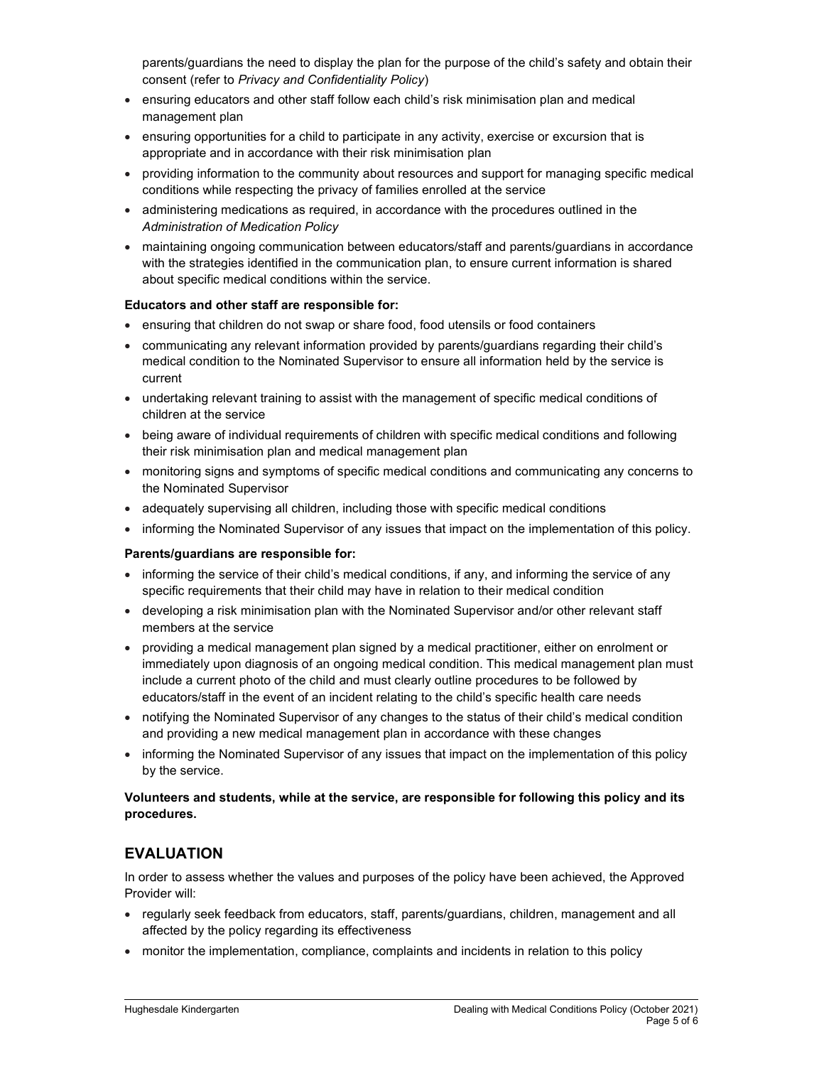parents/guardians the need to display the plan for the purpose of the child's safety and obtain their consent (refer to *Privacy and Confidentiality Policy*)

- ensuring educators and other staff follow each child's risk minimisation plan and medical management plan
- ensuring opportunities for a child to participate in any activity, exercise or excursion that is appropriate and in accordance with their risk minimisation plan
- providing information to the community about resources and support for managing specific medical conditions while respecting the privacy of families enrolled at the service
- administering medications as required, in accordance with the procedures outlined in the *Administration of Medication Policy*
- maintaining ongoing communication between educators/staff and parents/guardians in accordance with the strategies identified in the communication plan, to ensure current information is shared about specific medical conditions within the service.

**Educators and other staff are responsible for:**

- ensuring that children do not swap or share food, food utensils or food containers
- communicating any relevant information provided by parents/guardians regarding their child's medical condition to the Nominated Supervisor to ensure all information held by the service is current
- undertaking relevant training to assist with the management of specific medical conditions of children at the service
- being aware of individual requirements of children with specific medical conditions and following their risk minimisation plan and medical management plan
- monitoring signs and symptoms of specific medical conditions and communicating any concerns to the Nominated Supervisor
- adequately supervising all children, including those with specific medical conditions
- informing the Nominated Supervisor of any issues that impact on the implementation of this policy.

**Parents/guardians are responsible for:**

- informing the service of their child's medical conditions, if any, and informing the service of any specific requirements that their child may have in relation to their medical condition
- developing a risk minimisation plan with the Nominated Supervisor and/or other relevant staff members at the service
- providing a medical management plan signed by a medical practitioner, either on enrolment or immediately upon diagnosis of an ongoing medical condition. This medical management plan must include a current photo of the child and must clearly outline procedures to be followed by educators/staff in the event of an incident relating to the child's specific health care needs
- notifying the Nominated Supervisor of any changes to the status of their child's medical condition and providing a new medical management plan in accordance with these changes
- informing the Nominated Supervisor of any issues that impact on the implementation of this policy by the service.

**Volunteers and students, while at the service, are responsible for following this policy and its procedures.**

## EVALUATION

In order to assess whether the values and purposes of the policy have been achieved, the Approved Provider will:

- regularly seek feedback from educators, staff, parents/guardians, children, management and all affected by the policy regarding its effectiveness
- monitor the implementation, compliance, complaints and incidents in relation to this policy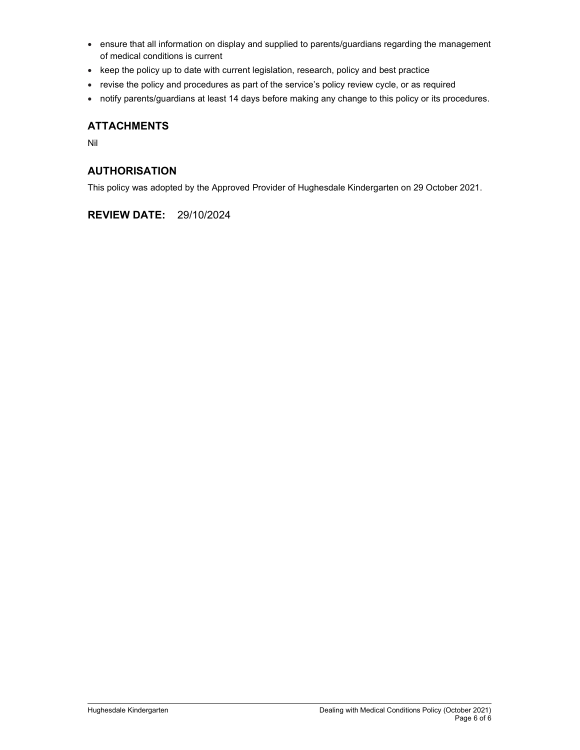- ensure that all information on display and supplied to parents/guardians regarding the management of medical conditions is current
- keep the policy up to date with current legislation, research, policy and best practice
- revise the policy and procedures as part of the service's policy review cycle, or as required
- notify parents/guardians at least 14 days before making any change to this policy or its procedures.

## ATTACHMENTS

Nil

## AUTHORISATION

This policy was adopted by the Approved Provider of Hughesdale Kindergarten on 29 October 2021.

## REVIEW DATE: 29/10/2024